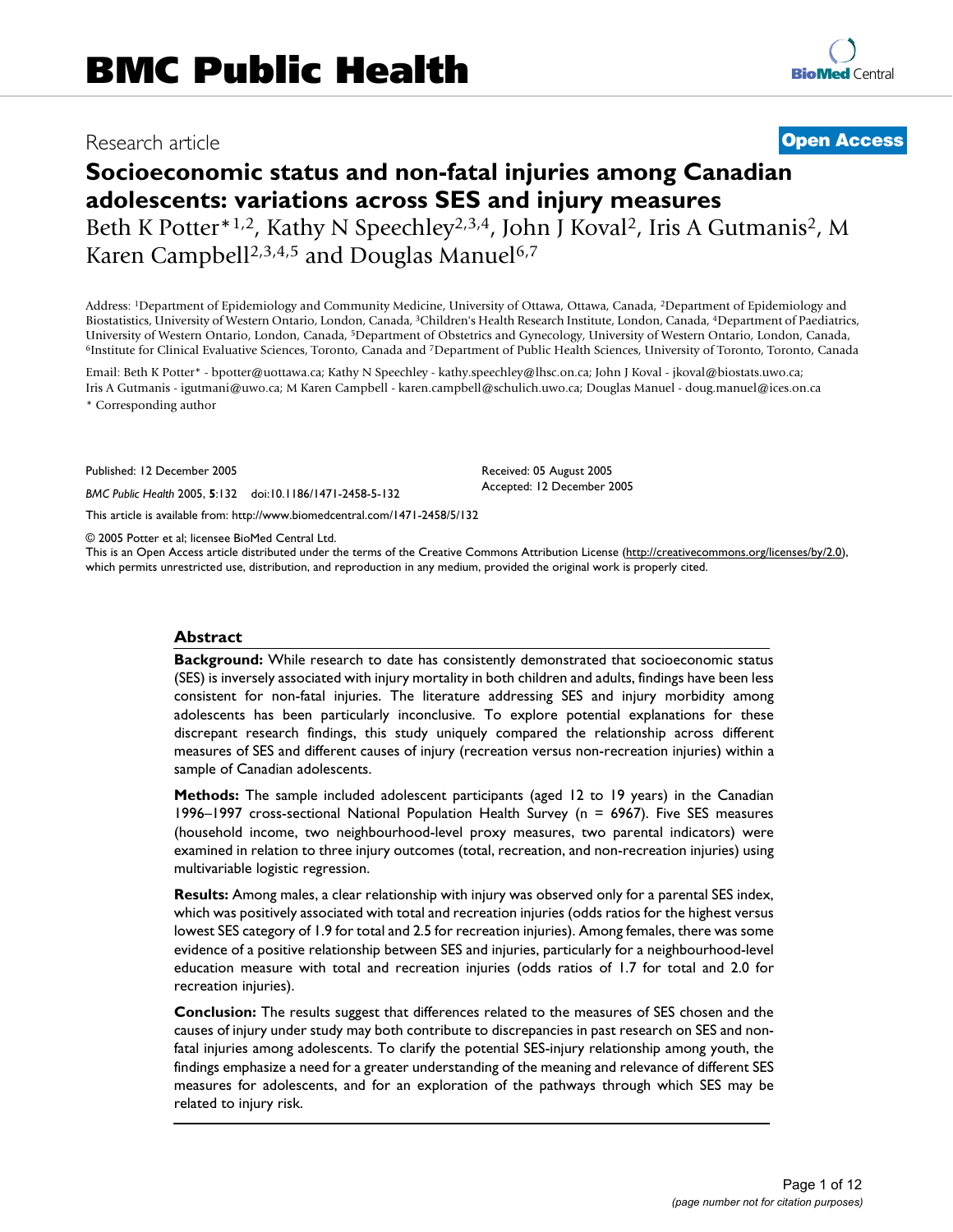Research article

**Open Access**

# Socioeconomic status and non-fatal injuries among Canadian adolescents: variations across SES and injury measures

Beth K Potter*[1,2], Kathy N Speechley[2,3,4], John J Koval[2], Iris A Gutmanis[2], M Karen Campbell[2,3,4,5] and Douglas Manuel[6,7]

Address: [1]Department of Epidemiology and Community Medicine, University of Ottawa, Ottawa, Canada, [2]Department of Epidemiology and Biostatistics, University of Western Ontario, London, Canada, [3]Children's Health Research Institute, London, Canada, [4]Department of Paediatrics, University of Western Ontario, London, Canada, [5]Department of Obstetrics and Gynecology, University of Western Ontario, London, Canada, [6]Institute for Clinical Evaluative Sciences, Toronto, Canada and [7]Department of Public Health Sciences, University of Toronto, Toronto, Canada

Email: Beth K Potter* - bpotter@uottawa.ca; Kathy N Speechley - kathy.speechley@lhsc.on.ca; John J Koval - jkoval@biostats.uwo.ca; Iris A Gutmanis - igutmani@uwo.ca; M Karen Campbell - karen.campbell@schulich.uwo.ca; Douglas Manuel - doug.manuel@ices.on.ca

\* Corresponding author

Published: 12 December 2005

*BMC Public Health* 2005, **5**:132 doi:10.1186/1471-2458-5-132

Received: 05 August 2005
Accepted: 12 December 2005

This article is available from: http://www.biomedcentral.com/1471-2458/5/132

© 2005 Potter et al; licensee BioMed Central Ltd.
This is an Open Access article distributed under the terms of the Creative Commons Attribution License (http://creativecommons.org/licenses/by/2.0), which permits unrestricted use, distribution, and reproduction in any medium, provided the original work is properly cited.

## Abstract

**Background:** While research to date has consistently demonstrated that socioeconomic status (SES) is inversely associated with injury mortality in both children and adults, findings have been less consistent for non-fatal injuries. The literature addressing SES and injury morbidity among adolescents has been particularly inconclusive. To explore potential explanations for these discrepant research findings, this study uniquely compared the relationship across different measures of SES and different causes of injury (recreation versus non-recreation injuries) within a sample of Canadian adolescents.

**Methods:** The sample included adolescent participants (aged 12 to 19 years) in the Canadian 1996–1997 cross-sectional National Population Health Survey (n = 6967). Five SES measures (household income, two neighbourhood-level proxy measures, two parental indicators) were examined in relation to three injury outcomes (total, recreation, and non-recreation injuries) using multivariable logistic regression.

**Results:** Among males, a clear relationship with injury was observed only for a parental SES index, which was positively associated with total and recreation injuries (odds ratios for the highest versus lowest SES category of 1.9 for total and 2.5 for recreation injuries). Among females, there was some evidence of a positive relationship between SES and injuries, particularly for a neighbourhood-level education measure with total and recreation injuries (odds ratios of 1.7 for total and 2.0 for recreation injuries).

**Conclusion:** The results suggest that differences related to the measures of SES chosen and the causes of injury under study may both contribute to discrepancies in past research on SES and non-fatal injuries among adolescents. To clarify the potential SES-injury relationship among youth, the findings emphasize a need for a greater understanding of the meaning and relevance of different SES measures for adolescents, and for an exploration of the pathways through which SES may be related to injury risk.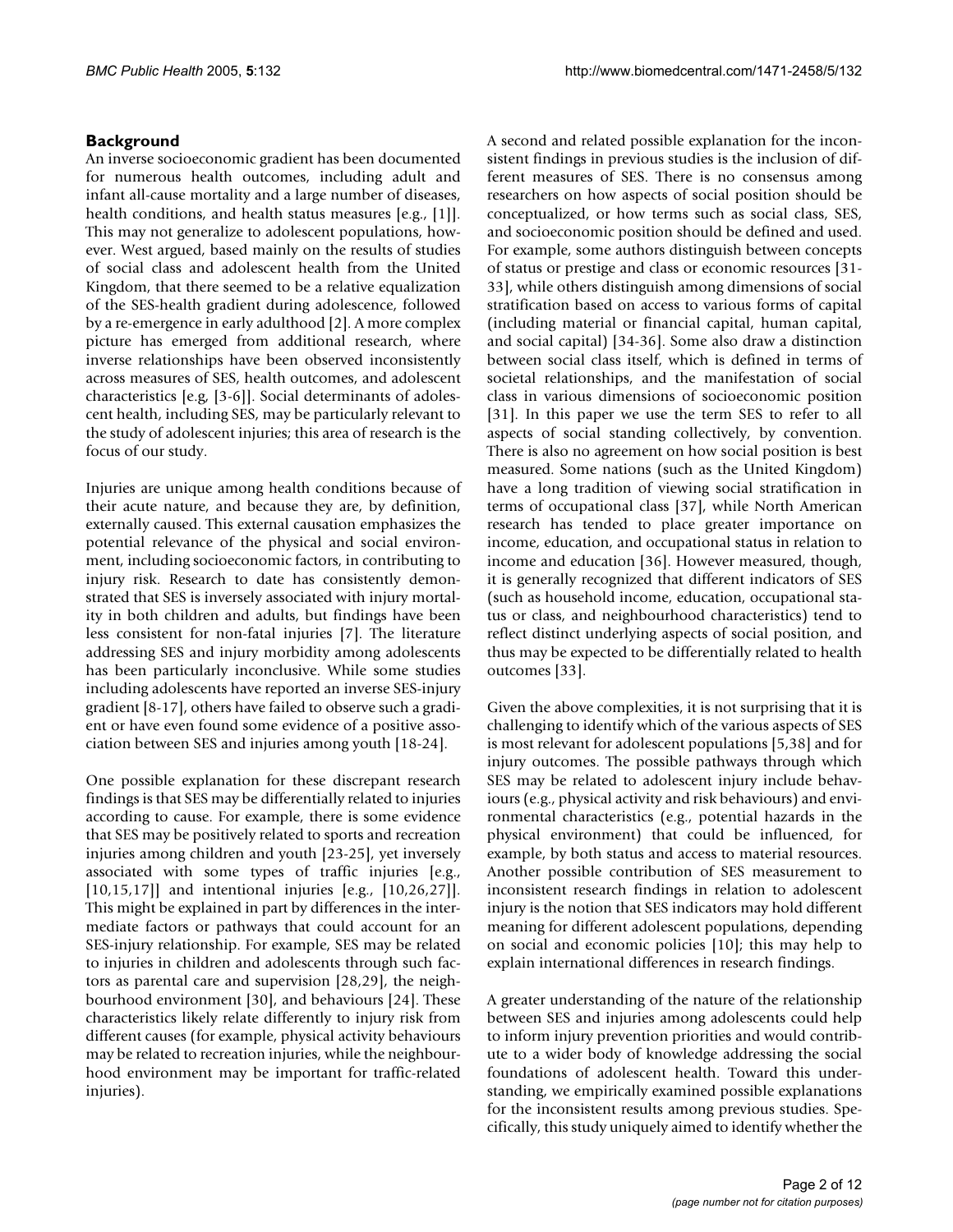## Background

An inverse socioeconomic gradient has been documented for numerous health outcomes, including adult and infant all-cause mortality and a large number of diseases, health conditions, and health status measures [e.g., [1]]. This may not generalize to adolescent populations, however. West argued, based mainly on the results of studies of social class and adolescent health from the United Kingdom, that there seemed to be a relative equalization of the SES-health gradient during adolescence, followed by a re-emergence in early adulthood [2]. A more complex picture has emerged from additional research, where inverse relationships have been observed inconsistently across measures of SES, health outcomes, and adolescent characteristics [e.g, [3-6]]. Social determinants of adolescent health, including SES, may be particularly relevant to the study of adolescent injuries; this area of research is the focus of our study.

Injuries are unique among health conditions because of their acute nature, and because they are, by definition, externally caused. This external causation emphasizes the potential relevance of the physical and social environment, including socioeconomic factors, in contributing to injury risk. Research to date has consistently demonstrated that SES is inversely associated with injury mortality in both children and adults, but findings have been less consistent for non-fatal injuries [7]. The literature addressing SES and injury morbidity among adolescents has been particularly inconclusive. While some studies including adolescents have reported an inverse SES-injury gradient [8-17], others have failed to observe such a gradient or have even found some evidence of a positive association between SES and injuries among youth [18-24].

One possible explanation for these discrepant research findings is that SES may be differentially related to injuries according to cause. For example, there is some evidence that SES may be positively related to sports and recreation injuries among children and youth [23-25], yet inversely associated with some types of traffic injuries [e.g., [10,15,17]] and intentional injuries [e.g., [10,26,27]]. This might be explained in part by differences in the intermediate factors or pathways that could account for an SES-injury relationship. For example, SES may be related to injuries in children and adolescents through such factors as parental care and supervision [28,29], the neighbourhood environment [30], and behaviours [24]. These characteristics likely relate differently to injury risk from different causes (for example, physical activity behaviours may be related to recreation injuries, while the neighbourhood environment may be important for traffic-related injuries).

A second and related possible explanation for the inconsistent findings in previous studies is the inclusion of different measures of SES. There is no consensus among researchers on how aspects of social position should be conceptualized, or how terms such as social class, SES, and socioeconomic position should be defined and used. For example, some authors distinguish between concepts of status or prestige and class or economic resources [31-33], while others distinguish among dimensions of social stratification based on access to various forms of capital (including material or financial capital, human capital, and social capital) [34-36]. Some also draw a distinction between social class itself, which is defined in terms of societal relationships, and the manifestation of social class in various dimensions of socioeconomic position [31]. In this paper we use the term SES to refer to all aspects of social standing collectively, by convention. There is also no agreement on how social position is best measured. Some nations (such as the United Kingdom) have a long tradition of viewing social stratification in terms of occupational class [37], while North American research has tended to place greater importance on income, education, and occupational status in relation to income and education [36]. However measured, though, it is generally recognized that different indicators of SES (such as household income, education, occupational status or class, and neighbourhood characteristics) tend to reflect distinct underlying aspects of social position, and thus may be expected to be differentially related to health outcomes [33].

Given the above complexities, it is not surprising that it is challenging to identify which of the various aspects of SES is most relevant for adolescent populations [5,38] and for injury outcomes. The possible pathways through which SES may be related to adolescent injury include behaviours (e.g., physical activity and risk behaviours) and environmental characteristics (e.g., potential hazards in the physical environment) that could be influenced, for example, by both status and access to material resources. Another possible contribution of SES measurement to inconsistent research findings in relation to adolescent injury is the notion that SES indicators may hold different meaning for different adolescent populations, depending on social and economic policies [10]; this may help to explain international differences in research findings.

A greater understanding of the nature of the relationship between SES and injuries among adolescents could help to inform injury prevention priorities and would contribute to a wider body of knowledge addressing the social foundations of adolescent health. Toward this understanding, we empirically examined possible explanations for the inconsistent results among previous studies. Specifically, this study uniquely aimed to identify whether the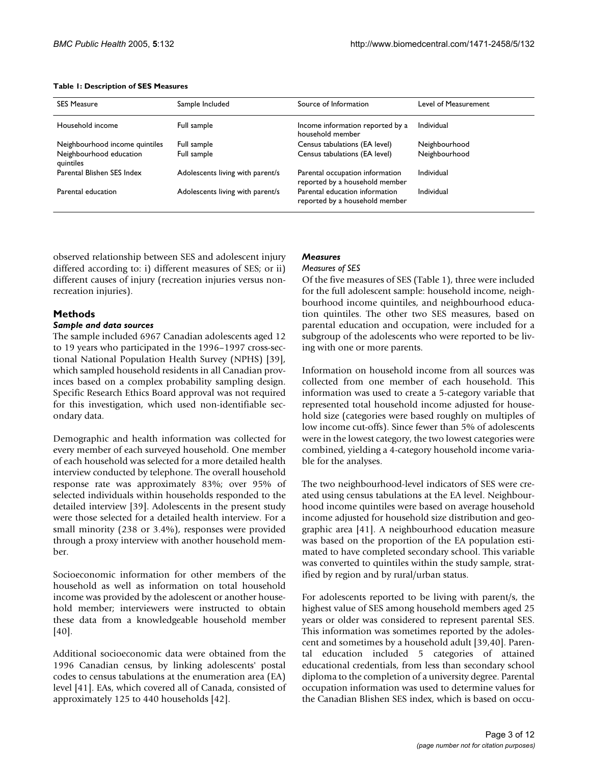**Table 1: Description of SES Measures**

| SES Measure | Sample Included | Source of Information | Level of Measurement |
| --- | --- | --- | --- |
| Household income | Full sample | Income information reported by a household member | Individual |
| Neighbourhood income quintiles | Full sample | Census tabulations (EA level) | Neighbourhood |
| Neighbourhood education quintiles | Full sample | Census tabulations (EA level) | Neighbourhood |
| Parental Blishen SES Index | Adolescents living with parent/s | Parental occupation information reported by a household member | Individual |
| Parental education | Adolescents living with parent/s | Parental education information reported by a household member | Individual |

observed relationship between SES and adolescent injury differed according to: i) different measures of SES; or ii) different causes of injury (recreation injuries versus non-recreation injuries).

## Methods

### *Sample and data sources*

The sample included 6967 Canadian adolescents aged 12 to 19 years who participated in the 1996–1997 cross-sectional National Population Health Survey (NPHS) [39], which sampled household residents in all Canadian provinces based on a complex probability sampling design. Specific Research Ethics Board approval was not required for this investigation, which used non-identifiable secondary data.

Demographic and health information was collected for every member of each surveyed household. One member of each household was selected for a more detailed health interview conducted by telephone. The overall household response rate was approximately 83%; over 95% of selected individuals within households responded to the detailed interview [39]. Adolescents in the present study were those selected for a detailed health interview. For a small minority (238 or 3.4%), responses were provided through a proxy interview with another household member.

Socioeconomic information for other members of the household as well as information on total household income was provided by the adolescent or another household member; interviewers were instructed to obtain these data from a knowledgeable household member [40].

Additional socioeconomic data were obtained from the 1996 Canadian census, by linking adolescents' postal codes to census tabulations at the enumeration area (EA) level [41]. EAs, which covered all of Canada, consisted of approximately 125 to 440 households [42].

### *Measures*

#### *Measures of SES*

Of the five measures of SES (Table 1), three were included for the full adolescent sample: household income, neighbourhood income quintiles, and neighbourhood education quintiles. The other two SES measures, based on parental education and occupation, were included for a subgroup of the adolescents who were reported to be living with one or more parents.

Information on household income from all sources was collected from one member of each household. This information was used to create a 5-category variable that represented total household income adjusted for household size (categories were based roughly on multiples of low income cut-offs). Since fewer than 5% of adolescents were in the lowest category, the two lowest categories were combined, yielding a 4-category household income variable for the analyses.

The two neighbourhood-level indicators of SES were created using census tabulations at the EA level. Neighbourhood income quintiles were based on average household income adjusted for household size distribution and geographic area [41]. A neighbourhood education measure was based on the proportion of the EA population estimated to have completed secondary school. This variable was converted to quintiles within the study sample, stratified by region and by rural/urban status.

For adolescents reported to be living with parent/s, the highest value of SES among household members aged 25 years or older was considered to represent parental SES. This information was sometimes reported by the adolescent and sometimes by a household adult [39,40]. Parental education included 5 categories of attained educational credentials, from less than secondary school diploma to the completion of a university degree. Parental occupation information was used to determine values for the Canadian Blishen SES index, which is based on occu-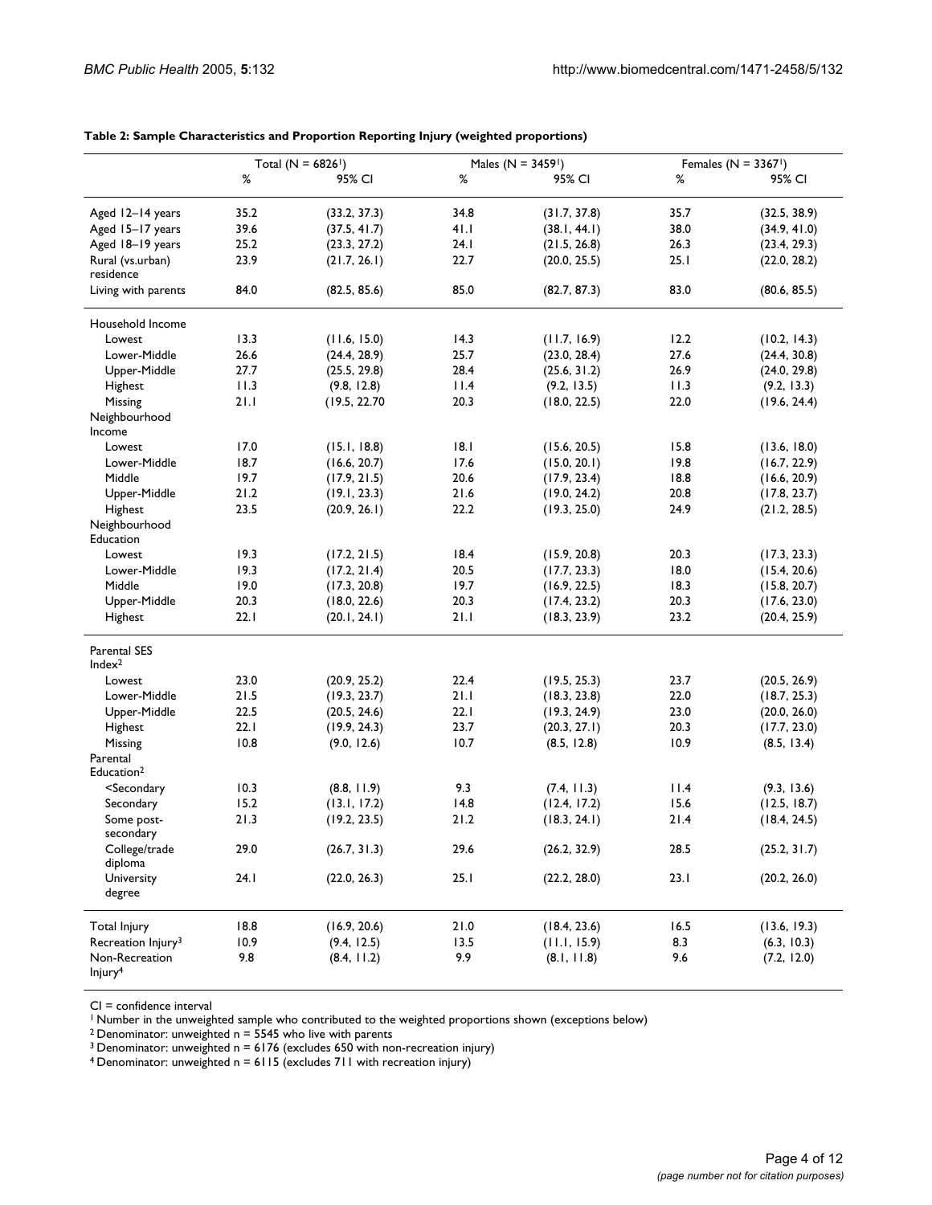**Table 2: Sample Characteristics and Proportion Reporting Injury (weighted proportions)**

| | Total (N = 6826[1]) | | Males (N = 3459[1]) | | Females (N = 3367[1]) | |
|---|---|---|---|---|---|---|
| | % | 95% CI | % | 95% CI | % | 95% CI |
| Aged 12–14 years | 35.2 | (33.2, 37.3) | 34.8 | (31.7, 37.8) | 35.7 | (32.5, 38.9) |
| Aged 15–17 years | 39.6 | (37.5, 41.7) | 41.1 | (38.1, 44.1) | 38.0 | (34.9, 41.0) |
| Aged 18–19 years | 25.2 | (23.3, 27.2) | 24.1 | (21.5, 26.8) | 26.3 | (23.4, 29.3) |
| Rural (vs.urban) residence | 23.9 | (21.7, 26.1) | 22.7 | (20.0, 25.5) | 25.1 | (22.0, 28.2) |
| Living with parents | 84.0 | (82.5, 85.6) | 85.0 | (82.7, 87.3) | 83.0 | (80.6, 85.5) |
| Household Income | | | | | | |
| Lowest | 13.3 | (11.6, 15.0) | 14.3 | (11.7, 16.9) | 12.2 | (10.2, 14.3) |
| Lower-Middle | 26.6 | (24.4, 28.9) | 25.7 | (23.0, 28.4) | 27.6 | (24.4, 30.8) |
| Upper-Middle | 27.7 | (25.5, 29.8) | 28.4 | (25.6, 31.2) | 26.9 | (24.0, 29.8) |
| Highest | 11.3 | (9.8, 12.8) | 11.4 | (9.2, 13.5) | 11.3 | (9.2, 13.3) |
| Missing | 21.1 | (19.5, 22.70 | 20.3 | (18.0, 22.5) | 22.0 | (19.6, 24.4) |
| Neighbourhood Income | | | | | | |
| Lowest | 17.0 | (15.1, 18.8) | 18.1 | (15.6, 20.5) | 15.8 | (13.6, 18.0) |
| Lower-Middle | 18.7 | (16.6, 20.7) | 17.6 | (15.0, 20.1) | 19.8 | (16.7, 22.9) |
| Middle | 19.7 | (17.9, 21.5) | 20.6 | (17.9, 23.4) | 18.8 | (16.6, 20.9) |
| Upper-Middle | 21.2 | (19.1, 23.3) | 21.6 | (19.0, 24.2) | 20.8 | (17.8, 23.7) |
| Highest | 23.5 | (20.9, 26.1) | 22.2 | (19.3, 25.0) | 24.9 | (21.2, 28.5) |
| Neighbourhood Education | | | | | | |
| Lowest | 19.3 | (17.2, 21.5) | 18.4 | (15.9, 20.8) | 20.3 | (17.3, 23.3) |
| Lower-Middle | 19.3 | (17.2, 21.4) | 20.5 | (17.7, 23.3) | 18.0 | (15.4, 20.6) |
| Middle | 19.0 | (17.3, 20.8) | 19.7 | (16.9, 22.5) | 18.3 | (15.8, 20.7) |
| Upper-Middle | 20.3 | (18.0, 22.6) | 20.3 | (17.4, 23.2) | 20.3 | (17.6, 23.0) |
| Highest | 22.1 | (20.1, 24.1) | 21.1 | (18.3, 23.9) | 23.2 | (20.4, 25.9) |
| Parental SES Index[2] | | | | | | |
| Lowest | 23.0 | (20.9, 25.2) | 22.4 | (19.5, 25.3) | 23.7 | (20.5, 26.9) |
| Lower-Middle | 21.5 | (19.3, 23.7) | 21.1 | (18.3, 23.8) | 22.0 | (18.7, 25.3) |
| Upper-Middle | 22.5 | (20.5, 24.6) | 22.1 | (19.3, 24.9) | 23.0 | (20.0, 26.0) |
| Highest | 22.1 | (19.9, 24.3) | 23.7 | (20.3, 27.1) | 20.3 | (17.7, 23.0) |
| Missing | 10.8 | (9.0, 12.6) | 10.7 | (8.5, 12.8) | 10.9 | (8.5, 13.4) |
| Parental Education[2] | | | | | | |
| <Secondary | 10.3 | (8.8, 11.9) | 9.3 | (7.4, 11.3) | 11.4 | (9.3, 13.6) |
| Secondary | 15.2 | (13.1, 17.2) | 14.8 | (12.4, 17.2) | 15.6 | (12.5, 18.7) |
| Some post-secondary | 21.3 | (19.2, 23.5) | 21.2 | (18.3, 24.1) | 21.4 | (18.4, 24.5) |
| College/trade diploma | 29.0 | (26.7, 31.3) | 29.6 | (26.2, 32.9) | 28.5 | (25.2, 31.7) |
| University degree | 24.1 | (22.0, 26.3) | 25.1 | (22.2, 28.0) | 23.1 | (20.2, 26.0) |
| Total Injury | 18.8 | (16.9, 20.6) | 21.0 | (18.4, 23.6) | 16.5 | (13.6, 19.3) |
| Recreation Injury[3] | 10.9 | (9.4, 12.5) | 13.5 | (11.1, 15.9) | 8.3 | (6.3, 10.3) |
| Non-Recreation Injury[4] | 9.8 | (8.4, 11.2) | 9.9 | (8.1, 11.8) | 9.6 | (7.2, 12.0) |

CI = confidence interval
[1] Number in the unweighted sample who contributed to the weighted proportions shown (exceptions below)
[2] Denominator: unweighted n = 5545 who live with parents
[3] Denominator: unweighted n = 6176 (excludes 650 with non-recreation injury)
[4] Denominator: unweighted n = 6115 (excludes 711 with recreation injury)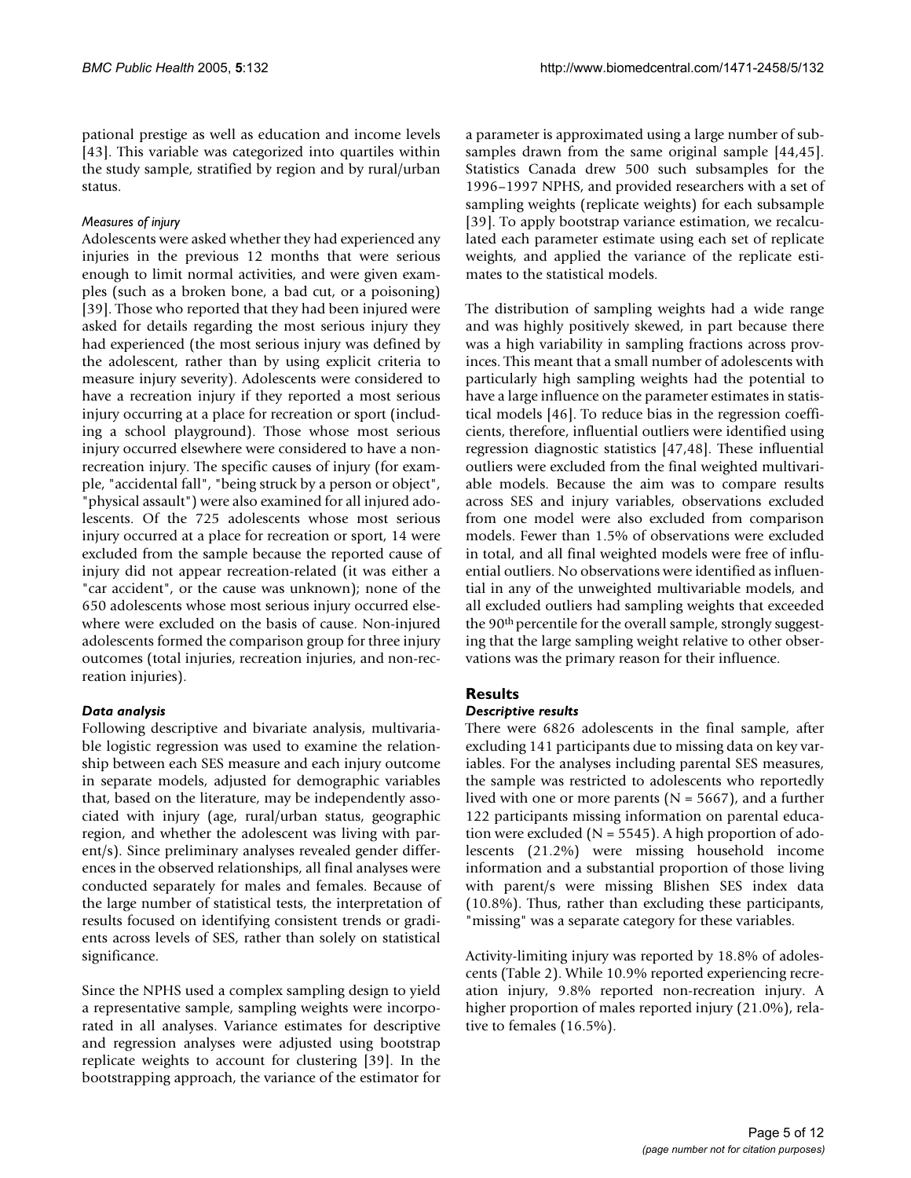pational prestige as well as education and income levels [43]. This variable was categorized into quartiles within the study sample, stratified by region and by rural/urban status.

#### *Measures of injury*

Adolescents were asked whether they had experienced any injuries in the previous 12 months that were serious enough to limit normal activities, and were given examples (such as a broken bone, a bad cut, or a poisoning) [39]. Those who reported that they had been injured were asked for details regarding the most serious injury they had experienced (the most serious injury was defined by the adolescent, rather than by using explicit criteria to measure injury severity). Adolescents were considered to have a recreation injury if they reported a most serious injury occurring at a place for recreation or sport (including a school playground). Those whose most serious injury occurred elsewhere were considered to have a non-recreation injury. The specific causes of injury (for example, "accidental fall", "being struck by a person or object", "physical assault") were also examined for all injured adolescents. Of the 725 adolescents whose most serious injury occurred at a place for recreation or sport, 14 were excluded from the sample because the reported cause of injury did not appear recreation-related (it was either a "car accident", or the cause was unknown); none of the 650 adolescents whose most serious injury occurred elsewhere were excluded on the basis of cause. Non-injured adolescents formed the comparison group for three injury outcomes (total injuries, recreation injuries, and non-recreation injuries).

### *Data analysis*

Following descriptive and bivariate analysis, multivariable logistic regression was used to examine the relationship between each SES measure and each injury outcome in separate models, adjusted for demographic variables that, based on the literature, may be independently associated with injury (age, rural/urban status, geographic region, and whether the adolescent was living with parent/s). Since preliminary analyses revealed gender differences in the observed relationships, all final analyses were conducted separately for males and females. Because of the large number of statistical tests, the interpretation of results focused on identifying consistent trends or gradients across levels of SES, rather than solely on statistical significance.

Since the NPHS used a complex sampling design to yield a representative sample, sampling weights were incorporated in all analyses. Variance estimates for descriptive and regression analyses were adjusted using bootstrap replicate weights to account for clustering [39]. In the bootstrapping approach, the variance of the estimator for a parameter is approximated using a large number of subsamples drawn from the same original sample [44,45]. Statistics Canada drew 500 such subsamples for the 1996–1997 NPHS, and provided researchers with a set of sampling weights (replicate weights) for each subsample [39]. To apply bootstrap variance estimation, we recalculated each parameter estimate using each set of replicate weights, and applied the variance of the replicate estimates to the statistical models.

The distribution of sampling weights had a wide range and was highly positively skewed, in part because there was a high variability in sampling fractions across provinces. This meant that a small number of adolescents with particularly high sampling weights had the potential to have a large influence on the parameter estimates in statistical models [46]. To reduce bias in the regression coefficients, therefore, influential outliers were identified using regression diagnostic statistics [47,48]. These influential outliers were excluded from the final weighted multivariable models. Because the aim was to compare results across SES and injury variables, observations excluded from one model were also excluded from comparison models. Fewer than 1.5% of observations were excluded in total, and all final weighted models were free of influential outliers. No observations were identified as influential in any of the unweighted multivariable models, and all excluded outliers had sampling weights that exceeded the 90th percentile for the overall sample, strongly suggesting that the large sampling weight relative to other observations was the primary reason for their influence.

## Results

### *Descriptive results*

There were 6826 adolescents in the final sample, after excluding 141 participants due to missing data on key variables. For the analyses including parental SES measures, the sample was restricted to adolescents who reportedly lived with one or more parents (N = 5667), and a further 122 participants missing information on parental education were excluded (N = 5545). A high proportion of adolescents (21.2%) were missing household income information and a substantial proportion of those living with parent/s were missing Blishen SES index data (10.8%). Thus, rather than excluding these participants, "missing" was a separate category for these variables.

Activity-limiting injury was reported by 18.8% of adolescents (Table 2). While 10.9% reported experiencing recreation injury, 9.8% reported non-recreation injury. A higher proportion of males reported injury (21.0%), relative to females (16.5%).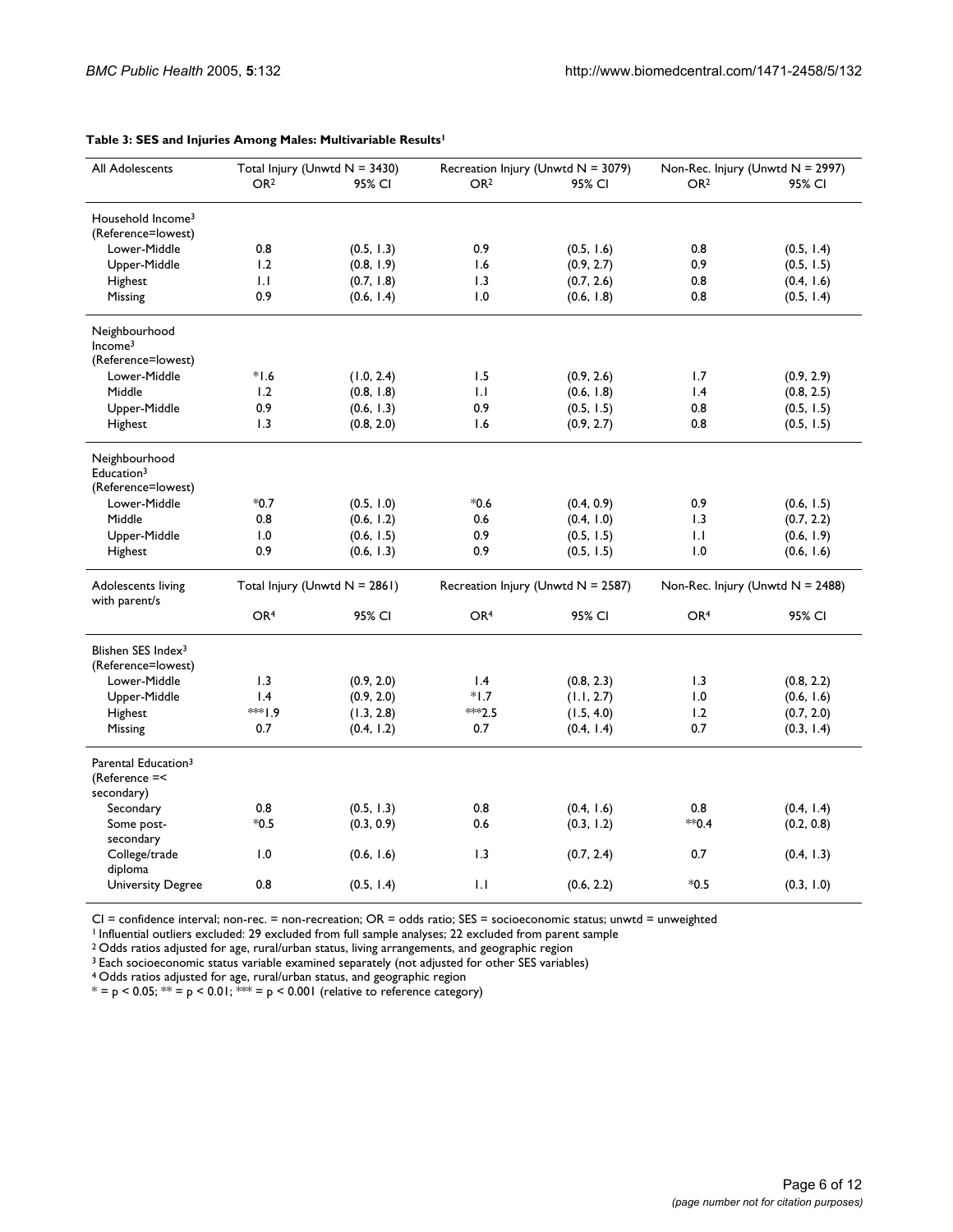**Table 3: SES and Injuries Among Males: Multivariable Results[1]**

| All Adolescents | Total Injury (Unwtd N = 3430) | | Recreation Injury (Unwtd N = 3079) | | Non-Rec. Injury (Unwtd N = 2997) | |
|---|---|---|---|---|---|---|
| | OR[2] | 95% CI | OR[2] | 95% CI | OR[2] | 95% CI |
| Household Income[3] (Reference=lowest) | | | | | | |
| Lower-Middle | 0.8 | (0.5, 1.3) | 0.9 | (0.5, 1.6) | 0.8 | (0.5, 1.4) |
| Upper-Middle | 1.2 | (0.8, 1.9) | 1.6 | (0.9, 2.7) | 0.9 | (0.5, 1.5) |
| Highest | 1.1 | (0.7, 1.8) | 1.3 | (0.7, 2.6) | 0.8 | (0.4, 1.6) |
| Missing | 0.9 | (0.6, 1.4) | 1.0 | (0.6, 1.8) | 0.8 | (0.5, 1.4) |
| Neighbourhood Income[3] (Reference=lowest) | | | | | | |
| Lower-Middle | *1.6 | (1.0, 2.4) | 1.5 | (0.9, 2.6) | 1.7 | (0.9, 2.9) |
| Middle | 1.2 | (0.8, 1.8) | 1.1 | (0.6, 1.8) | 1.4 | (0.8, 2.5) |
| Upper-Middle | 0.9 | (0.6, 1.3) | 0.9 | (0.5, 1.5) | 0.8 | (0.5, 1.5) |
| Highest | 1.3 | (0.8, 2.0) | 1.6 | (0.9, 2.7) | 0.8 | (0.5, 1.5) |
| Neighbourhood Education[3] (Reference=lowest) | | | | | | |
| Lower-Middle | *0.7 | (0.5, 1.0) | *0.6 | (0.4, 0.9) | 0.9 | (0.6, 1.5) |
| Middle | 0.8 | (0.6, 1.2) | 0.6 | (0.4, 1.0) | 1.3 | (0.7, 2.2) |
| Upper-Middle | 1.0 | (0.6, 1.5) | 0.9 | (0.5, 1.5) | 1.1 | (0.6, 1.9) |
| Highest | 0.9 | (0.6, 1.3) | 0.9 | (0.5, 1.5) | 1.0 | (0.6, 1.6) |
| **Adolescents living with parent/s** | **Total Injury (Unwtd N = 2861)** | | **Recreation Injury (Unwtd N = 2587)** | | **Non-Rec. Injury (Unwtd N = 2488)** | |
| | OR[4] | 95% CI | OR[4] | 95% CI | OR[4] | 95% CI |
| Blishen SES Index[3] (Reference=lowest) | | | | | | |
| Lower-Middle | 1.3 | (0.9, 2.0) | 1.4 | (0.8, 2.3) | 1.3 | (0.8, 2.2) |
| Upper-Middle | 1.4 | (0.9, 2.0) | *1.7 | (1.1, 2.7) | 1.0 | (0.6, 1.6) |
| Highest | ***1.9 | (1.3, 2.8) | ***2.5 | (1.5, 4.0) | 1.2 | (0.7, 2.0) |
| Missing | 0.7 | (0.4, 1.2) | 0.7 | (0.4, 1.4) | 0.7 | (0.3, 1.4) |
| Parental Education[3] (Reference =< secondary) | | | | | | |
| Secondary | 0.8 | (0.5, 1.3) | 0.8 | (0.4, 1.6) | 0.8 | (0.4, 1.4) |
| Some post-secondary | *0.5 | (0.3, 0.9) | 0.6 | (0.3, 1.2) | **0.4 | (0.2, 0.8) |
| College/trade diploma | 1.0 | (0.6, 1.6) | 1.3 | (0.7, 2.4) | 0.7 | (0.4, 1.3) |
| University Degree | 0.8 | (0.5, 1.4) | 1.1 | (0.6, 2.2) | *0.5 | (0.3, 1.0) |

CI = confidence interval; non-rec. = non-recreation; OR = odds ratio; SES = socioeconomic status; unwtd = unweighted

[1] Influential outliers excluded: 29 excluded from full sample analyses; 22 excluded from parent sample

[2] Odds ratios adjusted for age, rural/urban status, living arrangements, and geographic region

[3] Each socioeconomic status variable examined separately (not adjusted for other SES variables)

[4] Odds ratios adjusted for age, rural/urban status, and geographic region

* = $p < 0.05$; ** = $p < 0.01$; *** = $p < 0.001$ (relative to reference category)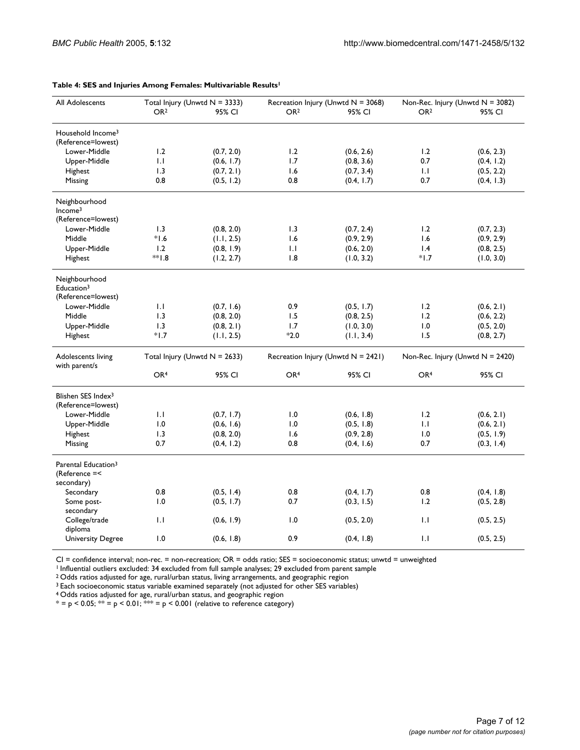**Table 4: SES and Injuries Among Females: Multivariable Results[1]**

| All Adolescents | Total Injury (Unwtd N = 3333) | | Recreation Injury (Unwtd N = 3068) | | Non-Rec. Injury (Unwtd N = 3082) | |
|---|---|---|---|---|---|---|
| | OR[2] | 95% CI | OR[2] | 95% CI | OR[2] | 95% CI |
| Household Income[3] (Reference=lowest) | | | | | | |
| Lower-Middle | 1.2 | (0.7, 2.0) | 1.2 | (0.6, 2.6) | 1.2 | (0.6, 2.3) |
| Upper-Middle | 1.1 | (0.6, 1.7) | 1.7 | (0.8, 3.6) | 0.7 | (0.4, 1.2) |
| Highest | 1.3 | (0.7, 2.1) | 1.6 | (0.7, 3.4) | 1.1 | (0.5, 2.2) |
| Missing | 0.8 | (0.5, 1.2) | 0.8 | (0.4, 1.7) | 0.7 | (0.4, 1.3) |
| Neighbourhood Income[3] (Reference=lowest) | | | | | | |
| Lower-Middle | 1.3 | (0.8, 2.0) | 1.3 | (0.7, 2.4) | 1.2 | (0.7, 2.3) |
| Middle | *1.6 | (1.1, 2.5) | 1.6 | (0.9, 2.9) | 1.6 | (0.9, 2.9) |
| Upper-Middle | 1.2 | (0.8, 1.9) | 1.1 | (0.6, 2.0) | 1.4 | (0.8, 2.5) |
| Highest | **1.8 | (1.2, 2.7) | 1.8 | (1.0, 3.2) | *1.7 | (1.0, 3.0) |
| Neighbourhood Education[3] (Reference=lowest) | | | | | | |
| Lower-Middle | 1.1 | (0.7, 1.6) | 0.9 | (0.5, 1.7) | 1.2 | (0.6, 2.1) |
| Middle | 1.3 | (0.8, 2.0) | 1.5 | (0.8, 2.5) | 1.2 | (0.6, 2.2) |
| Upper-Middle | 1.3 | (0.8, 2.1) | 1.7 | (1.0, 3.0) | 1.0 | (0.5, 2.0) |
| Highest | *1.7 | (1.1, 2.5) | *2.0 | (1.1, 3.4) | 1.5 | (0.8, 2.7) |
| **Adolescents living with parent/s** | Total Injury (Unwtd N = 2633) | | Recreation Injury (Unwtd N = 2421) | | Non-Rec. Injury (Unwtd N = 2420) | |
| | OR[4] | 95% CI | OR[4] | 95% CI | OR[4] | 95% CI |
| Blishen SES Index[3] (Reference=lowest) | | | | | | |
| Lower-Middle | 1.1 | (0.7, 1.7) | 1.0 | (0.6, 1.8) | 1.2 | (0.6, 2.1) |
| Upper-Middle | 1.0 | (0.6, 1.6) | 1.0 | (0.5, 1.8) | 1.1 | (0.6, 2.1) |
| Highest | 1.3 | (0.8, 2.0) | 1.6 | (0.9, 2.8) | 1.0 | (0.5, 1.9) |
| Missing | 0.7 | (0.4, 1.2) | 0.8 | (0.4, 1.6) | 0.7 | (0.3, 1.4) |
| Parental Education[3] (Reference =< secondary) | | | | | | |
| Secondary | 0.8 | (0.5, 1.4) | 0.8 | (0.4, 1.7) | 0.8 | (0.4, 1.8) |
| Some post-secondary | 1.0 | (0.5, 1.7) | 0.7 | (0.3, 1.5) | 1.2 | (0.5, 2.8) |
| College/trade diploma | 1.1 | (0.6, 1.9) | 1.0 | (0.5, 2.0) | 1.1 | (0.5, 2.5) |
| University Degree | 1.0 | (0.6, 1.8) | 0.9 | (0.4, 1.8) | 1.1 | (0.5, 2.5) |

CI = confidence interval; non-rec. = non-recreation; OR = odds ratio; SES = socioeconomic status; unwtd = unweighted

[1] Influential outliers excluded: 34 excluded from full sample analyses; 29 excluded from parent sample

[2] Odds ratios adjusted for age, rural/urban status, living arrangements, and geographic region

[3] Each socioeconomic status variable examined separately (not adjusted for other SES variables)

[4] Odds ratios adjusted for age, rural/urban status, and geographic region

* = $p < 0.05$; ** = $p < 0.01$; *** = $p < 0.001$ (relative to reference category)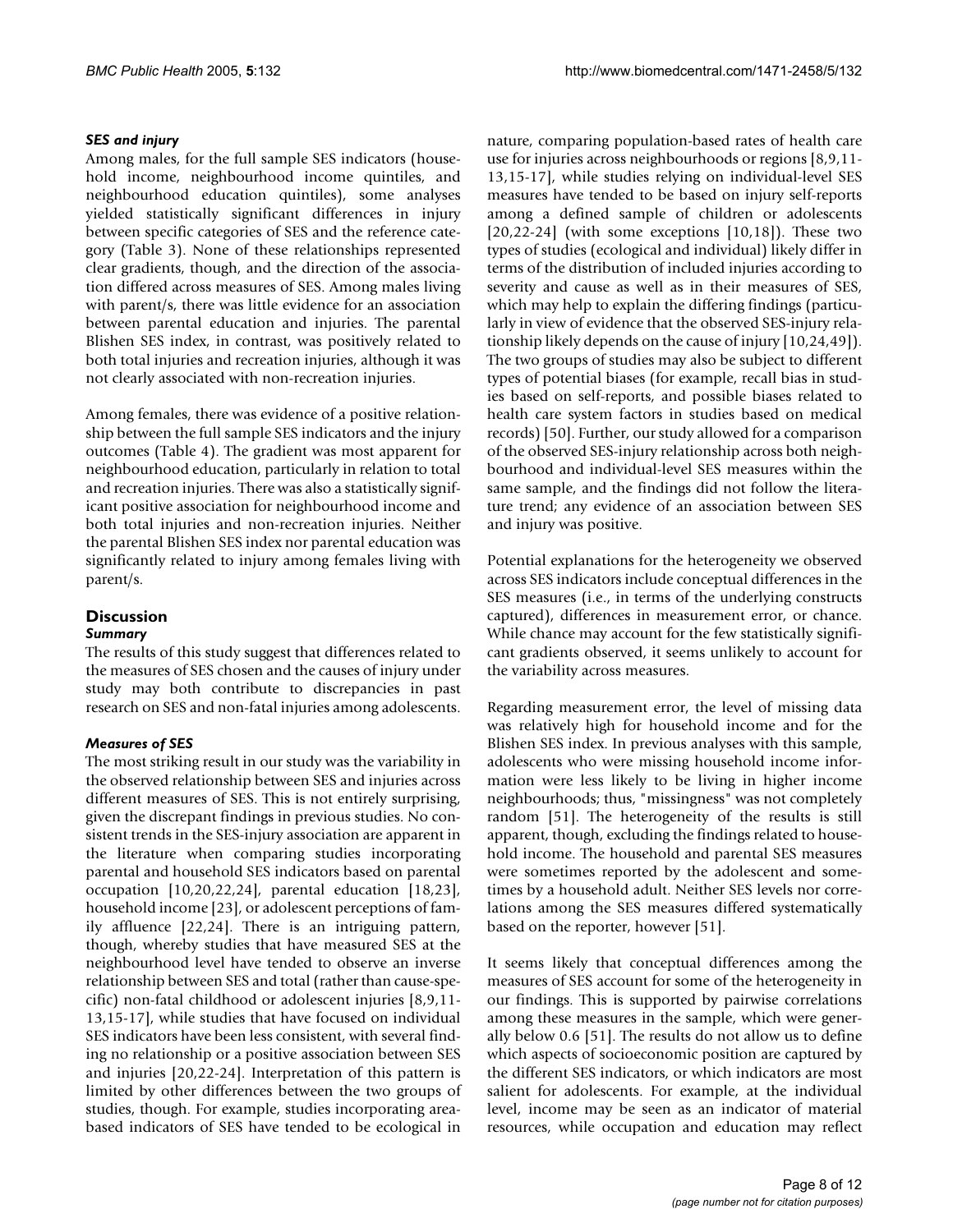### *SES and injury*

Among males, for the full sample SES indicators (household income, neighbourhood income quintiles, and neighbourhood education quintiles), some analyses yielded statistically significant differences in injury between specific categories of SES and the reference category (Table 3). None of these relationships represented clear gradients, though, and the direction of the association differed across measures of SES. Among males living with parent/s, there was little evidence for an association between parental education and injuries. The parental Blishen SES index, in contrast, was positively related to both total injuries and recreation injuries, although it was not clearly associated with non-recreation injuries.

Among females, there was evidence of a positive relationship between the full sample SES indicators and the injury outcomes (Table 4). The gradient was most apparent for neighbourhood education, particularly in relation to total and recreation injuries. There was also a statistically significant positive association for neighbourhood income and both total injuries and non-recreation injuries. Neither the parental Blishen SES index nor parental education was significantly related to injury among females living with parent/s.

## Discussion

### *Summary*

The results of this study suggest that differences related to the measures of SES chosen and the causes of injury under study may both contribute to discrepancies in past research on SES and non-fatal injuries among adolescents.

### *Measures of SES*

The most striking result in our study was the variability in the observed relationship between SES and injuries across different measures of SES. This is not entirely surprising, given the discrepant findings in previous studies. No consistent trends in the SES-injury association are apparent in the literature when comparing studies incorporating parental and household SES indicators based on parental occupation [10,20,22,24], parental education [18,23], household income [23], or adolescent perceptions of family affluence [22,24]. There is an intriguing pattern, though, whereby studies that have measured SES at the neighbourhood level have tended to observe an inverse relationship between SES and total (rather than cause-specific) non-fatal childhood or adolescent injuries [8,9,11-13,15-17], while studies that have focused on individual SES indicators have been less consistent, with several finding no relationship or a positive association between SES and injuries [20,22-24]. Interpretation of this pattern is limited by other differences between the two groups of studies, though. For example, studies incorporating area-based indicators of SES have tended to be ecological in nature, comparing population-based rates of health care use for injuries across neighbourhoods or regions [8,9,11-13,15-17], while studies relying on individual-level SES measures have tended to be based on injury self-reports among a defined sample of children or adolescents [20,22-24] (with some exceptions [10,18]). These two types of studies (ecological and individual) likely differ in terms of the distribution of included injuries according to severity and cause as well as in their measures of SES, which may help to explain the differing findings (particularly in view of evidence that the observed SES-injury relationship likely depends on the cause of injury [10,24,49]). The two groups of studies may also be subject to different types of potential biases (for example, recall bias in studies based on self-reports, and possible biases related to health care system factors in studies based on medical records) [50]. Further, our study allowed for a comparison of the observed SES-injury relationship across both neighbourhood and individual-level SES measures within the same sample, and the findings did not follow the literature trend; any evidence of an association between SES and injury was positive.

Potential explanations for the heterogeneity we observed across SES indicators include conceptual differences in the SES measures (i.e., in terms of the underlying constructs captured), differences in measurement error, or chance. While chance may account for the few statistically significant gradients observed, it seems unlikely to account for the variability across measures.

Regarding measurement error, the level of missing data was relatively high for household income and for the Blishen SES index. In previous analyses with this sample, adolescents who were missing household income information were less likely to be living in higher income neighbourhoods; thus, "missingness" was not completely random [51]. The heterogeneity of the results is still apparent, though, excluding the findings related to household income. The household and parental SES measures were sometimes reported by the adolescent and sometimes by a household adult. Neither SES levels nor correlations among the SES measures differed systematically based on the reporter, however [51].

It seems likely that conceptual differences among the measures of SES account for some of the heterogeneity in our findings. This is supported by pairwise correlations among these measures in the sample, which were generally below 0.6 [51]. The results do not allow us to define which aspects of socioeconomic position are captured by the different SES indicators, or which indicators are most salient for adolescents. For example, at the individual level, income may be seen as an indicator of material resources, while occupation and education may reflect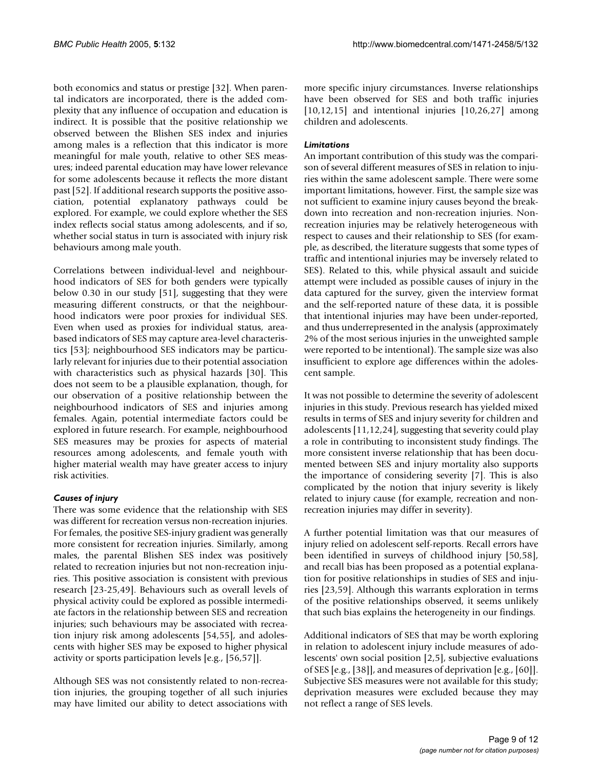both economics and status or prestige [32]. When parental indicators are incorporated, there is the added complexity that any influence of occupation and education is indirect. It is possible that the positive relationship we observed between the Blishen SES index and injuries among males is a reflection that this indicator is more meaningful for male youth, relative to other SES measures; indeed parental education may have lower relevance for some adolescents because it reflects the more distant past [52]. If additional research supports the positive association, potential explanatory pathways could be explored. For example, we could explore whether the SES index reflects social status among adolescents, and if so, whether social status in turn is associated with injury risk behaviours among male youth.

Correlations between individual-level and neighbourhood indicators of SES for both genders were typically below 0.30 in our study [51], suggesting that they were measuring different constructs, or that the neighbourhood indicators were poor proxies for individual SES. Even when used as proxies for individual status, area-based indicators of SES may capture area-level characteristics [53]; neighbourhood SES indicators may be particularly relevant for injuries due to their potential association with characteristics such as physical hazards [30]. This does not seem to be a plausible explanation, though, for our observation of a positive relationship between the neighbourhood indicators of SES and injuries among females. Again, potential intermediate factors could be explored in future research. For example, neighbourhood SES measures may be proxies for aspects of material resources among adolescents, and female youth with higher material wealth may have greater access to injury risk activities.

### *Causes of injury*

There was some evidence that the relationship with SES was different for recreation versus non-recreation injuries. For females, the positive SES-injury gradient was generally more consistent for recreation injuries. Similarly, among males, the parental Blishen SES index was positively related to recreation injuries but not non-recreation injuries. This positive association is consistent with previous research [23-25,49]. Behaviours such as overall levels of physical activity could be explored as possible intermediate factors in the relationship between SES and recreation injuries; such behaviours may be associated with recreation injury risk among adolescents [54,55], and adolescents with higher SES may be exposed to higher physical activity or sports participation levels [e.g., [56,57]].

Although SES was not consistently related to non-recreation injuries, the grouping together of all such injuries may have limited our ability to detect associations with more specific injury circumstances. Inverse relationships have been observed for SES and both traffic injuries [10,12,15] and intentional injuries [10,26,27] among children and adolescents.

### *Limitations*

An important contribution of this study was the comparison of several different measures of SES in relation to injuries within the same adolescent sample. There were some important limitations, however. First, the sample size was not sufficient to examine injury causes beyond the breakdown into recreation and non-recreation injuries. Non-recreation injuries may be relatively heterogeneous with respect to causes and their relationship to SES (for example, as described, the literature suggests that some types of traffic and intentional injuries may be inversely related to SES). Related to this, while physical assault and suicide attempt were included as possible causes of injury in the data captured for the survey, given the interview format and the self-reported nature of these data, it is possible that intentional injuries may have been under-reported, and thus underrepresented in the analysis (approximately 2% of the most serious injuries in the unweighted sample were reported to be intentional). The sample size was also insufficient to explore age differences within the adolescent sample.

It was not possible to determine the severity of adolescent injuries in this study. Previous research has yielded mixed results in terms of SES and injury severity for children and adolescents [11,12,24], suggesting that severity could play a role in contributing to inconsistent study findings. The more consistent inverse relationship that has been documented between SES and injury mortality also supports the importance of considering severity [7]. This is also complicated by the notion that injury severity is likely related to injury cause (for example, recreation and non-recreation injuries may differ in severity).

A further potential limitation was that our measures of injury relied on adolescent self-reports. Recall errors have been identified in surveys of childhood injury [50,58], and recall bias has been proposed as a potential explanation for positive relationships in studies of SES and injuries [23,59]. Although this warrants exploration in terms of the positive relationships observed, it seems unlikely that such bias explains the heterogeneity in our findings.

Additional indicators of SES that may be worth exploring in relation to adolescent injury include measures of adolescents' own social position [2,5], subjective evaluations of SES [e.g., [38]], and measures of deprivation [e.g., [60]]. Subjective SES measures were not available for this study; deprivation measures were excluded because they may not reflect a range of SES levels.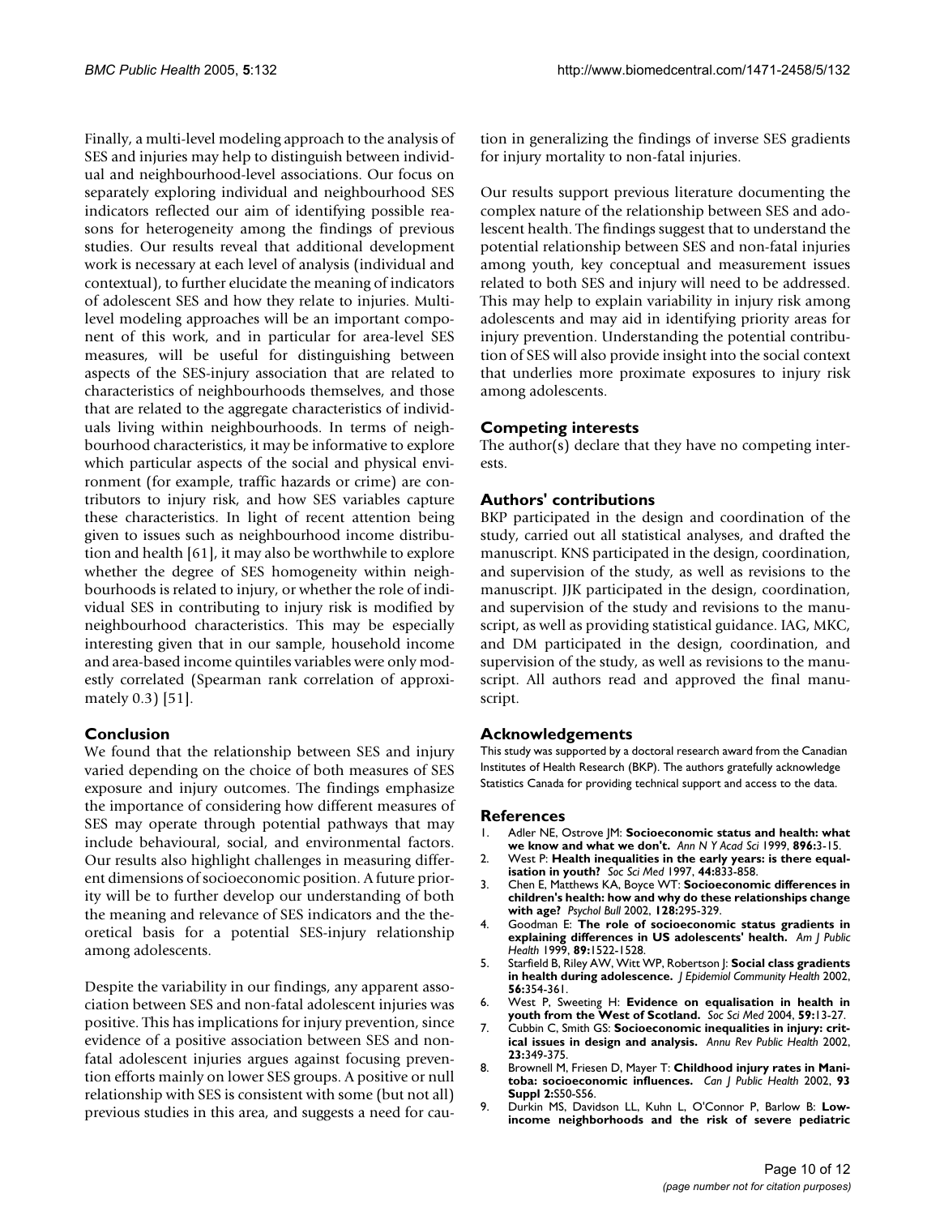Finally, a multi-level modeling approach to the analysis of SES and injuries may help to distinguish between individual and neighbourhood-level associations. Our focus on separately exploring individual and neighbourhood SES indicators reflected our aim of identifying possible reasons for heterogeneity among the findings of previous studies. Our results reveal that additional development work is necessary at each level of analysis (individual and contextual), to further elucidate the meaning of indicators of adolescent SES and how they relate to injuries. Multi-level modeling approaches will be an important component of this work, and in particular for area-level SES measures, will be useful for distinguishing between aspects of the SES-injury association that are related to characteristics of neighbourhoods themselves, and those that are related to the aggregate characteristics of individuals living within neighbourhoods. In terms of neighbourhood characteristics, it may be informative to explore which particular aspects of the social and physical environment (for example, traffic hazards or crime) are contributors to injury risk, and how SES variables capture these characteristics. In light of recent attention being given to issues such as neighbourhood income distribution and health [61], it may also be worthwhile to explore whether the degree of SES homogeneity within neighbourhoods is related to injury, or whether the role of individual SES in contributing to injury risk is modified by neighbourhood characteristics. This may be especially interesting given that in our sample, household income and area-based income quintiles variables were only modestly correlated (Spearman rank correlation of approximately 0.3) [51].

## Conclusion

We found that the relationship between SES and injury varied depending on the choice of both measures of SES exposure and injury outcomes. The findings emphasize the importance of considering how different measures of SES may operate through potential pathways that may include behavioural, social, and environmental factors. Our results also highlight challenges in measuring different dimensions of socioeconomic position. A future priority will be to further develop our understanding of both the meaning and relevance of SES indicators and the theoretical basis for a potential SES-injury relationship among adolescents.

Despite the variability in our findings, any apparent association between SES and non-fatal adolescent injuries was positive. This has implications for injury prevention, since evidence of a positive association between SES and non-fatal adolescent injuries argues against focusing prevention efforts mainly on lower SES groups. A positive or null relationship with SES is consistent with some (but not all) previous studies in this area, and suggests a need for caution in generalizing the findings of inverse SES gradients for injury mortality to non-fatal injuries.

Our results support previous literature documenting the complex nature of the relationship between SES and adolescent health. The findings suggest that to understand the potential relationship between SES and non-fatal injuries among youth, key conceptual and measurement issues related to both SES and injury will need to be addressed. This may help to explain variability in injury risk among adolescents and may aid in identifying priority areas for injury prevention. Understanding the potential contribution of SES will also provide insight into the social context that underlies more proximate exposures to injury risk among adolescents.

## Competing interests

The author(s) declare that they have no competing interests.

## Authors' contributions

BKP participated in the design and coordination of the study, carried out all statistical analyses, and drafted the manuscript. KNS participated in the design, coordination, and supervision of the study, as well as revisions to the manuscript. JJK participated in the design, coordination, and supervision of the study and revisions to the manuscript, as well as providing statistical guidance. IAG, MKC, and DM participated in the design, coordination, and supervision of the study, as well as revisions to the manuscript. All authors read and approved the final manuscript.

## Acknowledgements

This study was supported by a doctoral research award from the Canadian Institutes of Health Research (BKP). The authors gratefully acknowledge Statistics Canada for providing technical support and access to the data.

## References

1. Adler NE, Ostrove JM: **Socioeconomic status and health: what we know and what we don't.** *Ann N Y Acad Sci* 1999, **896:**3-15.
2. West P: **Health inequalities in the early years: is there equalisation in youth?** *Soc Sci Med* 1997, **44:**833-858.
3. Chen E, Matthews KA, Boyce WT: **Socioeconomic differences in children's health: how and why do these relationships change with age?** *Psychol Bull* 2002, **128:**295-329.
4. Goodman E: **The role of socioeconomic status gradients in explaining differences in US adolescents' health.** *Am J Public Health* 1999, **89:**1522-1528.
5. Starfield B, Riley AW, Witt WP, Robertson J: **Social class gradients in health during adolescence.** *J Epidemiol Community Health* 2002, **56:**354-361.
6. West P, Sweeting H: **Evidence on equalisation in health in youth from the West of Scotland.** *Soc Sci Med* 2004, **59:**13-27.
7. Cubbin C, Smith GS: **Socioeconomic inequalities in injury: critical issues in design and analysis.** *Annu Rev Public Health* 2002, **23:**349-375.
8. Brownell M, Friesen D, Mayer T: **Childhood injury rates in Manitoba: socioeconomic influences.** *Can J Public Health* 2002, **93 Suppl 2:**S50-S56.
9. Durkin MS, Davidson LL, Kuhn L, O'Connor P, Barlow B: **Low-income neighborhoods and the risk of severe pediatric**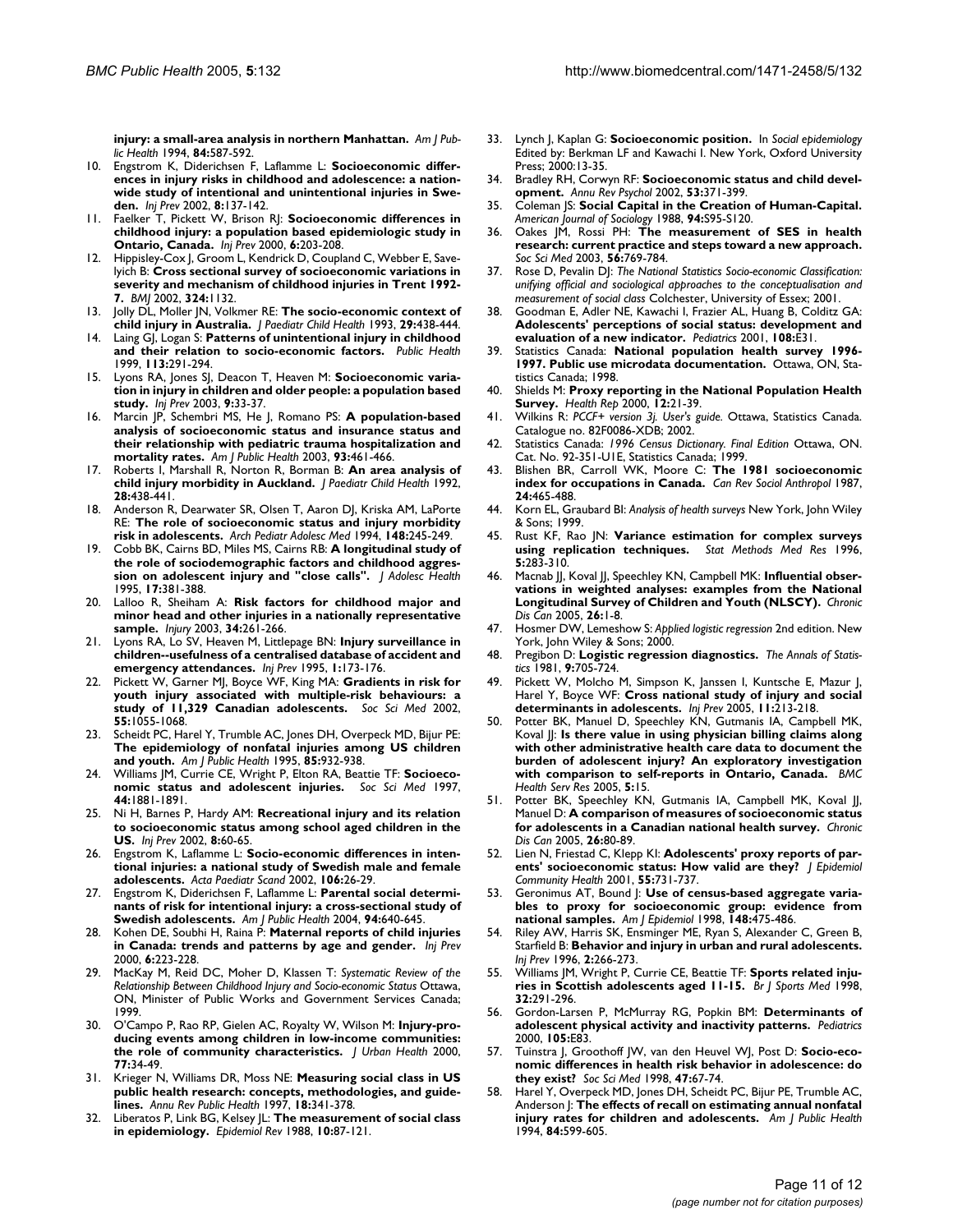**injury: a small-area analysis in northern Manhattan.** *Am J Public Health* 1994, **84:**587-592.

10. Engstrom K, Diderichsen F, Laflamme L: **Socioeconomic differences in injury risks in childhood and adolescence: a nationwide study of intentional and unintentional injuries in Sweden.** *Inj Prev* 2002, **8:**137-142.
11. Faelker T, Pickett W, Brison RJ: **Socioeconomic differences in childhood injury: a population based epidemiologic study in Ontario, Canada.** *Inj Prev* 2000, **6:**203-208.
12. Hippisley-Cox J, Groom L, Kendrick D, Coupland C, Webber E, Savelyich B: **Cross sectional survey of socioeconomic variations in severity and mechanism of childhood injuries in Trent 1992-7.** *BMJ* 2002, **324:**1132.
13. Jolly DL, Moller JN, Volkmer RE: **The socio-economic context of child injury in Australia.** *J Paediatr Child Health* 1993, **29:**438-444.
14. Laing GJ, Logan S: **Patterns of unintentional injury in childhood and their relation to socio-economic factors.** *Public Health* 1999, **113:**291-294.
15. Lyons RA, Jones SJ, Deacon T, Heaven M: **Socioeconomic variation in injury in children and older people: a population based study.** *Inj Prev* 2003, **9:**33-37.
16. Marcin JP, Schembri MS, He J, Romano PS: **A population-based analysis of socioeconomic status and insurance status and their relationship with pediatric trauma hospitalization and mortality rates.** *Am J Public Health* 2003, **93:**461-466.
17. Roberts I, Marshall R, Norton R, Borman B: **An area analysis of child injury morbidity in Auckland.** *J Paediatr Child Health* 1992, **28:**438-441.
18. Anderson R, Dearwater SR, Olsen T, Aaron DJ, Kriska AM, LaPorte RE: **The role of socioeconomic status and injury morbidity risk in adolescents.** *Arch Pediatr Adolesc Med* 1994, **148:**245-249.
19. Cobb BK, Cairns BD, Miles MS, Cairns RB: **A longitudinal study of the role of sociodemographic factors and childhood aggression on adolescent injury and "close calls".** *J Adolesc Health* 1995, **17:**381-388.
20. Lalloo R, Sheiham A: **Risk factors for childhood major and minor head and other injuries in a nationally representative sample.** *Injury* 2003, **34:**261-266.
21. Lyons RA, Lo SV, Heaven M, Littlepage BN: **Injury surveillance in children--usefulness of a centralised database of accident and emergency attendances.** *Inj Prev* 1995, **1:**173-176.
22. Pickett W, Garner MJ, Boyce WF, King MA: **Gradients in risk for youth injury associated with multiple-risk behaviours: a study of 11,329 Canadian adolescents.** *Soc Sci Med* 2002, **55:**1055-1068.
23. Scheidt PC, Harel Y, Trumble AC, Jones DH, Overpeck MD, Bijur PE: **The epidemiology of nonfatal injuries among US children and youth.** *Am J Public Health* 1995, **85:**932-938.
24. Williams JM, Currie CE, Wright P, Elton RA, Beattie TF: **Socioeconomic status and adolescent injuries.** *Soc Sci Med* 1997, **44:**1881-1891.
25. Ni H, Barnes P, Hardy AM: **Recreational injury and its relation to socioeconomic status among school aged children in the US.** *Inj Prev* 2002, **8:**60-65.
26. Engstrom K, Laflamme L: **Socio-economic differences in intentional injuries: a national study of Swedish male and female adolescents.** *Acta Paediatr Scand* 2002, **106:**26-29.
27. Engstrom K, Diderichsen F, Laflamme L: **Parental social determinants of risk for intentional injury: a cross-sectional study of Swedish adolescents.** *Am J Public Health* 2004, **94:**640-645.
28. Kohen DE, Soubhi H, Raina P: **Maternal reports of child injuries in Canada: trends and patterns by age and gender.** *Inj Prev* 2000, **6:**223-228.
29. MacKay M, Reid DC, Moher D, Klassen T: *Systematic Review of the Relationship Between Childhood Injury and Socio-economic Status* Ottawa, ON, Minister of Public Works and Government Services Canada; 1999.
30. O'Campo P, Rao RP, Gielen AC, Royalty W, Wilson M: **Injury-producing events among children in low-income communities: the role of community characteristics.** *J Urban Health* 2000, **77:**34-49.
31. Krieger N, Williams DR, Moss NE: **Measuring social class in US public health research: concepts, methodologies, and guidelines.** *Annu Rev Public Health* 1997, **18:**341-378.
32. Liberatos P, Link BG, Kelsey JL: **The measurement of social class in epidemiology.** *Epidemiol Rev* 1988, **10:**87-121.
33. Lynch J, Kaplan G: **Socioeconomic position.** In *Social epidemiology* Edited by: Berkman LF and Kawachi I. New York, Oxford University Press; 2000:13-35.
34. Bradley RH, Corwyn RF: **Socioeconomic status and child development.** *Annu Rev Psychol* 2002, **53:**371-399.
35. Coleman JS: **Social Capital in the Creation of Human-Capital.** *American Journal of Sociology* 1988, **94:**S95-S120.
36. Oakes JM, Rossi PH: **The measurement of SES in health research: current practice and steps toward a new approach.** *Soc Sci Med* 2003, **56:**769-784.
37. Rose D, Pevalin DJ: *The National Statistics Socio-economic Classification: unifying official and sociological approaches to the conceptualisation and measurement of social class* Colchester, University of Essex; 2001.
38. Goodman E, Adler NE, Kawachi I, Frazier AL, Huang B, Colditz GA: **Adolescents' perceptions of social status: development and evaluation of a new indicator.** *Pediatrics* 2001, **108:**E31.
39. Statistics Canada: **National population health survey 1996-1997. Public use microdata documentation.** Ottawa, ON, Statistics Canada; 1998.
40. Shields M: **Proxy reporting in the National Population Health Survey.** *Health Rep* 2000, **12:**21-39.
41. Wilkins R: *PCCF+ version 3J. User's guide.* Ottawa, Statistics Canada. Catalogue no. 82F0086-XDB; 2002.
42. Statistics Canada: *1996 Census Dictionary. Final Edition* Ottawa, ON. Cat. No. 92-351-U1E, Statistics Canada; 1999.
43. Blishen BR, Carroll WK, Moore C: **The 1981 socioeconomic index for occupations in Canada.** *Can Rev Sociol Anthropol* 1987, **24:**465-488.
44. Korn EL, Graubard BI: *Analysis of health surveys* New York, John Wiley & Sons; 1999.
45. Rust KF, Rao JN: **Variance estimation for complex surveys using replication techniques.** *Stat Methods Med Res* 1996, **5:**283-310.
46. Macnab JJ, Koval JJ, Speechley KN, Campbell MK: **Influential observations in weighted analyses: examples from the National Longitudinal Survey of Children and Youth (NLSCY).** *Chronic Dis Can* 2005, **26:**1-8.
47. Hosmer DW, Lemeshow S: *Applied logistic regression* 2nd edition. New York, John Wiley & Sons; 2000.
48. Pregibon D: **Logistic regression diagnostics.** *The Annals of Statistics* 1981, **9:**705-724.
49. Pickett W, Molcho M, Simpson K, Janssen I, Kuntsche E, Mazur J, Harel Y, Boyce WF: **Cross national study of injury and social determinants in adolescents.** *Inj Prev* 2005, **11:**213-218.
50. Potter BK, Manuel D, Speechley KN, Gutmanis IA, Campbell MK, Koval JJ: **Is there value in using physician billing claims along with other administrative health care data to document the burden of adolescent injury? An exploratory investigation with comparison to self-reports in Ontario, Canada.** *BMC Health Serv Res* 2005, **5:**15.
51. Potter BK, Speechley KN, Gutmanis IA, Campbell MK, Koval JJ, Manuel D: **A comparison of measures of socioeconomic status for adolescents in a Canadian national health survey.** *Chronic Dis Can* 2005, **26:**80-89.
52. Lien N, Friestad C, Klepp KI: **Adolescents' proxy reports of parents' socioeconomic status: How valid are they?** *J Epidemiol Community Health* 2001, **55:**731-737.
53. Geronimus AT, Bound J: **Use of census-based aggregate variables to proxy for socioeconomic group: evidence from national samples.** *Am J Epidemiol* 1998, **148:**475-486.
54. Riley AW, Harris SK, Ensminger ME, Ryan S, Alexander C, Green B, Starfield B: **Behavior and injury in urban and rural adolescents.** *Inj Prev* 1996, **2:**266-273.
55. Williams JM, Wright P, Currie CE, Beattie TF: **Sports related injuries in Scottish adolescents aged 11-15.** *Br J Sports Med* 1998, **32:**291-296.
56. Gordon-Larsen P, McMurray RG, Popkin BM: **Determinants of adolescent physical activity and inactivity patterns.** *Pediatrics* 2000, **105:**E83.
57. Tuinstra J, Groothoff JW, van den Heuvel WJ, Post D: **Socio-economic differences in health risk behavior in adolescence: do they exist?** *Soc Sci Med* 1998, **47:**67-74.
58. Harel Y, Overpeck MD, Jones DH, Scheidt PC, Bijur PE, Trumble AC, Anderson J: **The effects of recall on estimating annual nonfatal injury rates for children and adolescents.** *Am J Public Health* 1994, **84:**599-605.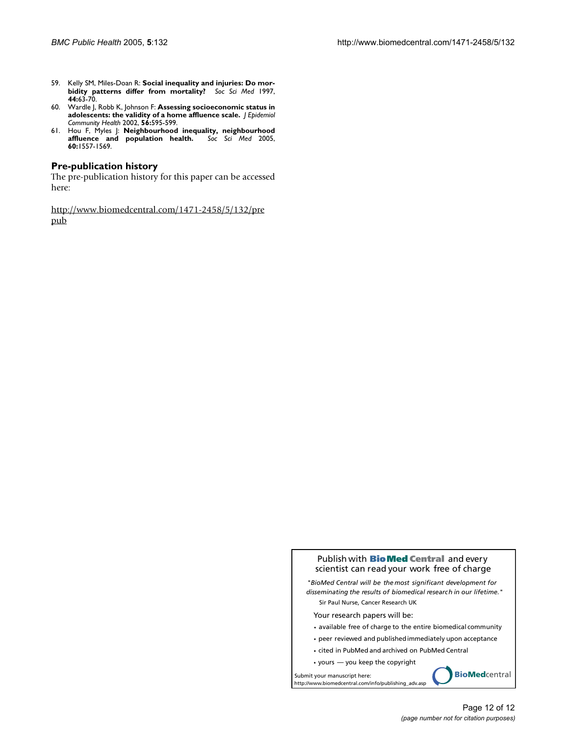59. Kelly SM, Miles-Doan R: **Social inequality and injuries: Do morbidity patterns differ from mortality?** *Soc Sci Med* 1997, **44:**63-70.
60. Wardle J, Robb K, Johnson F: **Assessing socioeconomic status in adolescents: the validity of a home affluence scale.** *J Epidemiol Community Health* 2002, **56:**595-599.
61. Hou F, Myles J: **Neighbourhood inequality, neighbourhood affluence and population health.** *Soc Sci Med* 2005, **60:**1557-1569.

## Pre-publication history

The pre-publication history for this paper can be accessed here:

http://www.biomedcentral.com/1471-2458/5/132/prepub

Publish with **BioMed Central** and every scientist can read your work free of charge

*"BioMed Central will be the most significant development for disseminating the results of biomedical research in our lifetime."*

Sir Paul Nurse, Cancer Research UK

Your research papers will be:

- available free of charge to the entire biomedical community
- peer reviewed and published immediately upon acceptance
- cited in PubMed and archived on PubMed Central
- yours — you keep the copyright

Submit your manuscript here:
http://www.biomedcentral.com/info/publishing_adv.asp

**BioMed**central